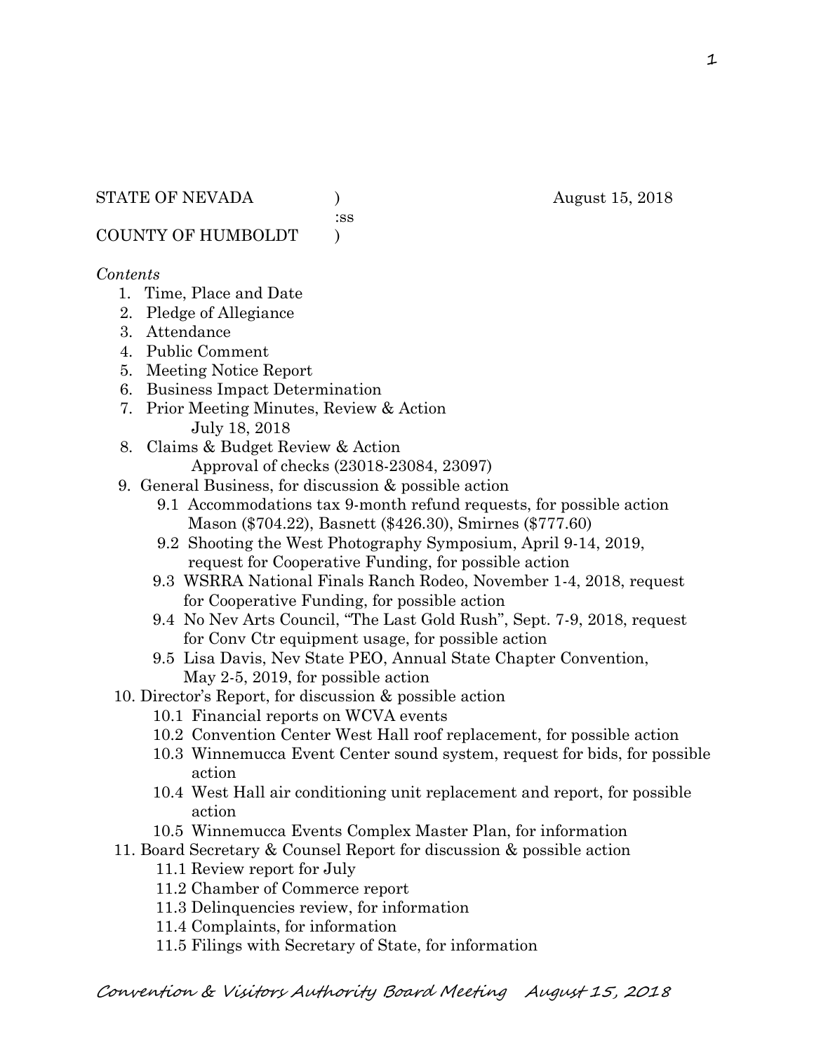STATE OF NEVADA ) August 15, 2018
:ss
COUNTY OF HUMBOLDT )

*Contents*

1. Time, Place and Date
2. Pledge of Allegiance
3. Attendance
4. Public Comment
5. Meeting Notice Report
6. Business Impact Determination
7. Prior Meeting Minutes, Review & Action
   July 18, 2018
8. Claims & Budget Review & Action
   Approval of checks (23018-23084, 23097)
9. General Business, for discussion & possible action
   - 9.1 Accommodations tax 9-month refund requests, for possible action
     Mason ($704.22), Basnett ($426.30), Smirnes ($777.60)
   - 9.2 Shooting the West Photography Symposium, April 9-14, 2019, request for Cooperative Funding, for possible action
   - 9.3 WSRRA National Finals Ranch Rodeo, November 1-4, 2018, request for Cooperative Funding, for possible action
   - 9.4 No Nev Arts Council, "The Last Gold Rush", Sept. 7-9, 2018, request for Conv Ctr equipment usage, for possible action
   - 9.5 Lisa Davis, Nev State PEO, Annual State Chapter Convention, May 2-5, 2019, for possible action
10. Director's Report, for discussion & possible action
    - 10.1 Financial reports on WCVA events
    - 10.2 Convention Center West Hall roof replacement, for possible action
    - 10.3 Winnemucca Event Center sound system, request for bids, for possible action
    - 10.4 West Hall air conditioning unit replacement and report, for possible action
    - 10.5 Winnemucca Events Complex Master Plan, for information
11. Board Secretary & Counsel Report for discussion & possible action
    - 11.1 Review report for July
    - 11.2 Chamber of Commerce report
    - 11.3 Delinquencies review, for information
    - 11.4 Complaints, for information
    - 11.5 Filings with Secretary of State, for information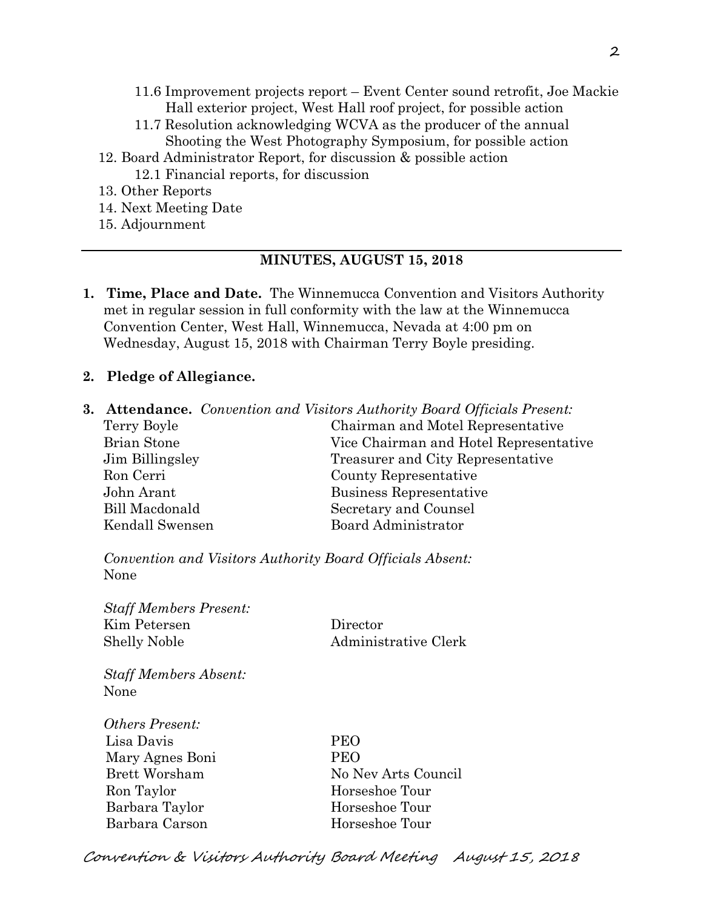11.6 Improvement projects report – Event Center sound retrofit, Joe Mackie Hall exterior project, West Hall roof project, for possible action

11.7 Resolution acknowledging WCVA as the producer of the annual Shooting the West Photography Symposium, for possible action

12. Board Administrator Report, for discussion & possible action

    12.1 Financial reports, for discussion

13. Other Reports

14. Next Meeting Date

15. Adjournment

---

## MINUTES, AUGUST 15, 2018

1. **Time, Place and Date.** The Winnemucca Convention and Visitors Authority met in regular session in full conformity with the law at the Winnemucca Convention Center, West Hall, Winnemucca, Nevada at 4:00 pm on Wednesday, August 15, 2018 with Chairman Terry Boyle presiding.

2. **Pledge of Allegiance.**

3. **Attendance.** *Convention and Visitors Authority Board Officials Present:*

| | |
|---|---|
| Terry Boyle | Chairman and Motel Representative |
| Brian Stone | Vice Chairman and Hotel Representative |
| Jim Billingsley | Treasurer and City Representative |
| Ron Cerri | County Representative |
| John Arant | Business Representative |
| Bill Macdonald | Secretary and Counsel |
| Kendall Swensen | Board Administrator |

*Convention and Visitors Authority Board Officials Absent:*
None

*Staff Members Present:*

| | |
|---|---|
| Kim Petersen | Director |
| Shelly Noble | Administrative Clerk |

*Staff Members Absent:*
None

*Others Present:*

| | |
|---|---|
| Lisa Davis | PEO |
| Mary Agnes Boni | PEO |
| Brett Worsham | No Nev Arts Council |
| Ron Taylor | Horseshoe Tour |
| Barbara Taylor | Horseshoe Tour |
| Barbara Carson | Horseshoe Tour |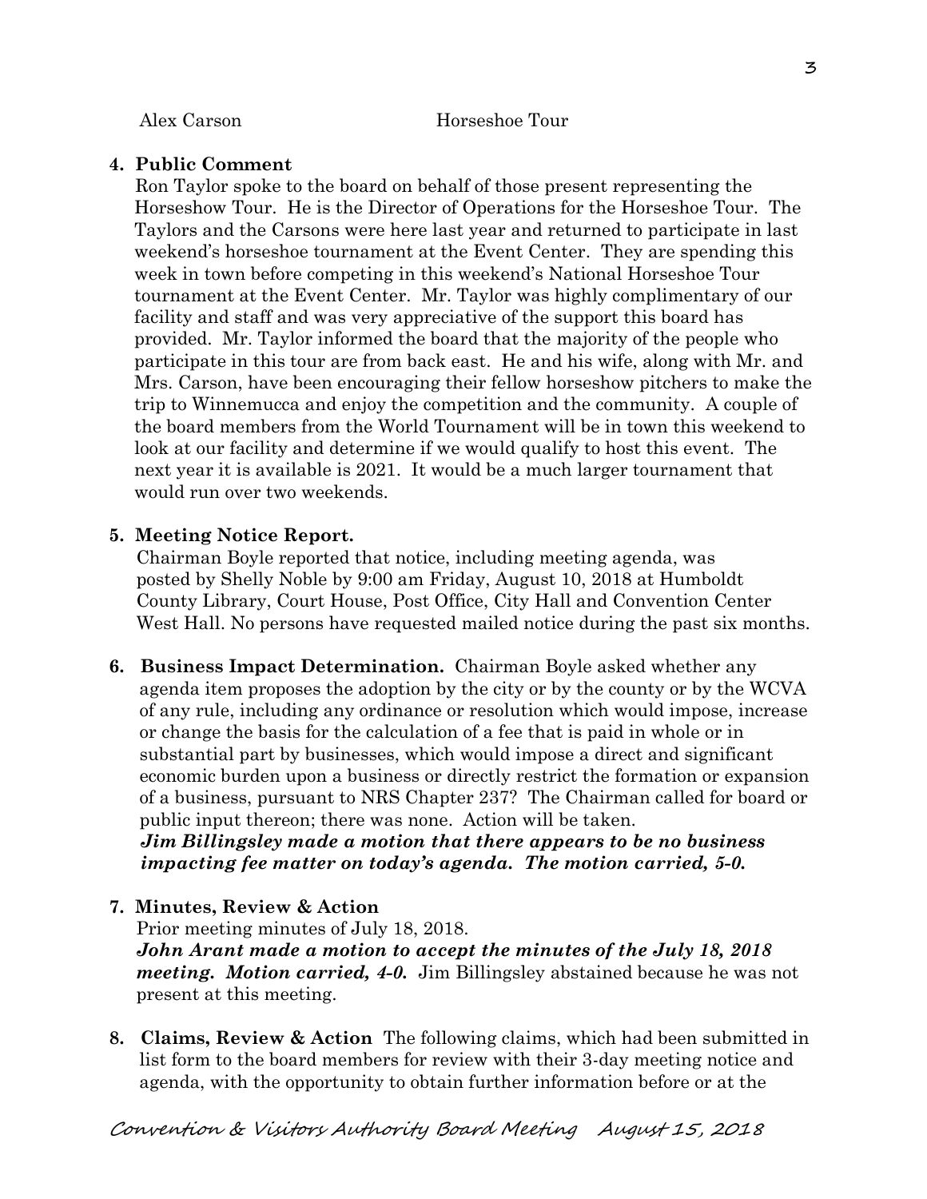Alex Carson Horseshoe Tour

**4. Public Comment**

Ron Taylor spoke to the board on behalf of those present representing the Horseshow Tour. He is the Director of Operations for the Horseshoe Tour. The Taylors and the Carsons were here last year and returned to participate in last weekend's horseshoe tournament at the Event Center. They are spending this week in town before competing in this weekend's National Horseshoe Tour tournament at the Event Center. Mr. Taylor was highly complimentary of our facility and staff and was very appreciative of the support this board has provided. Mr. Taylor informed the board that the majority of the people who participate in this tour are from back east. He and his wife, along with Mr. and Mrs. Carson, have been encouraging their fellow horseshow pitchers to make the trip to Winnemucca and enjoy the competition and the community. A couple of the board members from the World Tournament will be in town this weekend to look at our facility and determine if we would qualify to host this event. The next year it is available is 2021. It would be a much larger tournament that would run over two weekends.

**5. Meeting Notice Report.**

Chairman Boyle reported that notice, including meeting agenda, was posted by Shelly Noble by 9:00 am Friday, August 10, 2018 at Humboldt County Library, Court House, Post Office, City Hall and Convention Center West Hall. No persons have requested mailed notice during the past six months.

**6. Business Impact Determination.** Chairman Boyle asked whether any agenda item proposes the adoption by the city or by the county or by the WCVA of any rule, including any ordinance or resolution which would impose, increase or change the basis for the calculation of a fee that is paid in whole or in substantial part by businesses, which would impose a direct and significant economic burden upon a business or directly restrict the formation or expansion of a business, pursuant to NRS Chapter 237? The Chairman called for board or public input thereon; there was none. Action will be taken.
***Jim Billingsley made a motion that there appears to be no business impacting fee matter on today's agenda. The motion carried, 5-0.***

**7. Minutes, Review & Action**

Prior meeting minutes of July 18, 2018.
***John Arant made a motion to accept the minutes of the July 18, 2018 meeting. Motion carried, 4-0.*** Jim Billingsley abstained because he was not present at this meeting.

**8. Claims, Review & Action** The following claims, which had been submitted in list form to the board members for review with their 3-day meeting notice and agenda, with the opportunity to obtain further information before or at the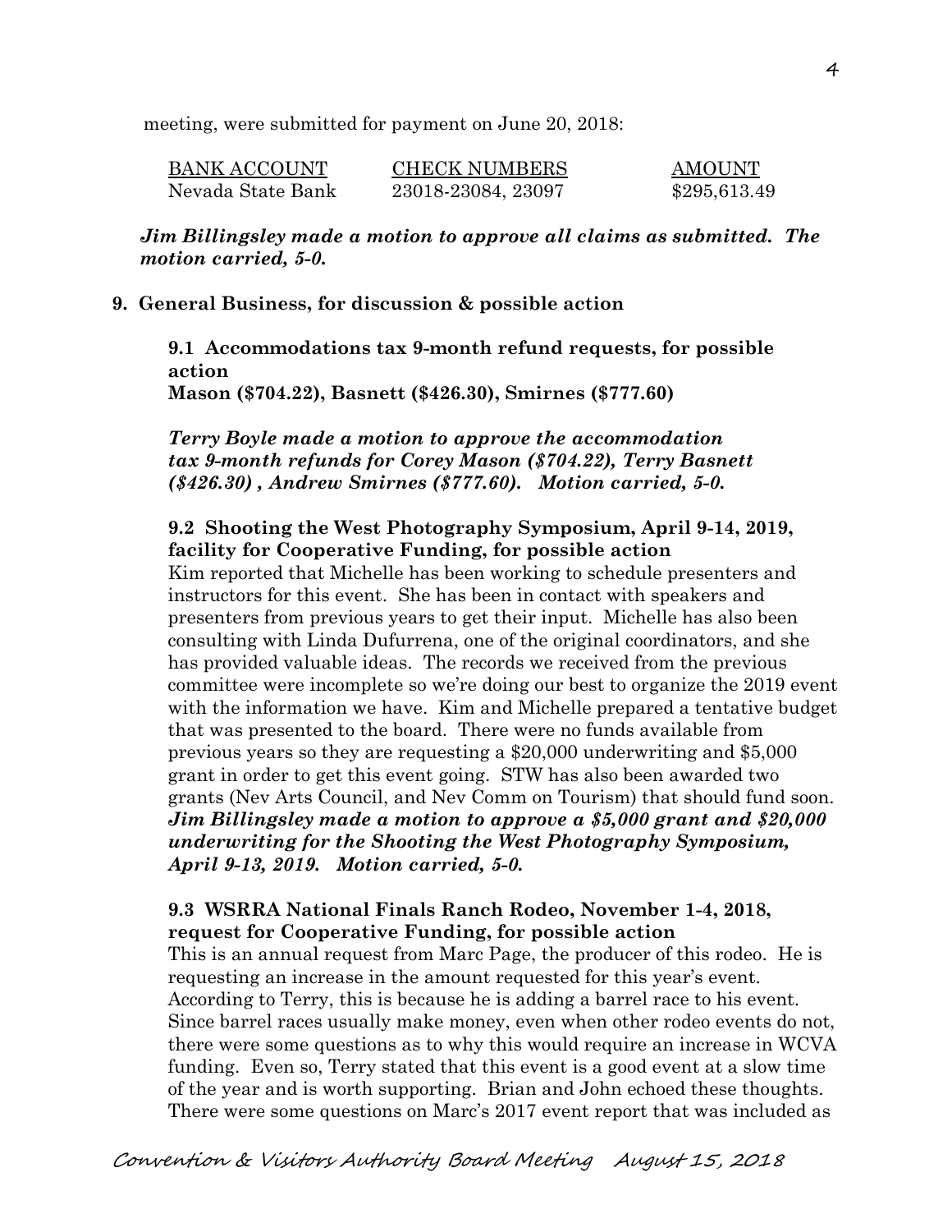meeting, were submitted for payment on June 20, 2018:

| BANK ACCOUNT | CHECK NUMBERS | AMOUNT |
|---|---|---|
| Nevada State Bank | 23018-23084, 23097 | $295,613.49 |

***Jim Billingsley made a motion to approve all claims as submitted. The motion carried, 5-0.***

**9. General Business, for discussion & possible action**

**9.1 Accommodations tax 9-month refund requests, for possible action**
**Mason ($704.22), Basnett ($426.30), Smirnes ($777.60)**

***Terry Boyle made a motion to approve the accommodation tax 9-month refunds for Corey Mason ($704.22), Terry Basnett ($426.30) , Andrew Smirnes ($777.60). Motion carried, 5-0.***

**9.2 Shooting the West Photography Symposium, April 9-14, 2019, facility for Cooperative Funding, for possible action**
Kim reported that Michelle has been working to schedule presenters and instructors for this event. She has been in contact with speakers and presenters from previous years to get their input. Michelle has also been consulting with Linda Dufurrena, one of the original coordinators, and she has provided valuable ideas. The records we received from the previous committee were incomplete so we're doing our best to organize the 2019 event with the information we have. Kim and Michelle prepared a tentative budget that was presented to the board. There were no funds available from previous years so they are requesting a $20,000 underwriting and $5,000 grant in order to get this event going. STW has also been awarded two grants (Nev Arts Council, and Nev Comm on Tourism) that should fund soon. ***Jim Billingsley made a motion to approve a $5,000 grant and $20,000 underwriting for the Shooting the West Photography Symposium, April 9-13, 2019. Motion carried, 5-0.***

**9.3 WSRRA National Finals Ranch Rodeo, November 1-4, 2018, request for Cooperative Funding, for possible action**
This is an annual request from Marc Page, the producer of this rodeo. He is requesting an increase in the amount requested for this year's event. According to Terry, this is because he is adding a barrel race to his event. Since barrel races usually make money, even when other rodeo events do not, there were some questions as to why this would require an increase in WCVA funding. Even so, Terry stated that this event is a good event at a slow time of the year and is worth supporting. Brian and John echoed these thoughts. There were some questions on Marc's 2017 event report that was included as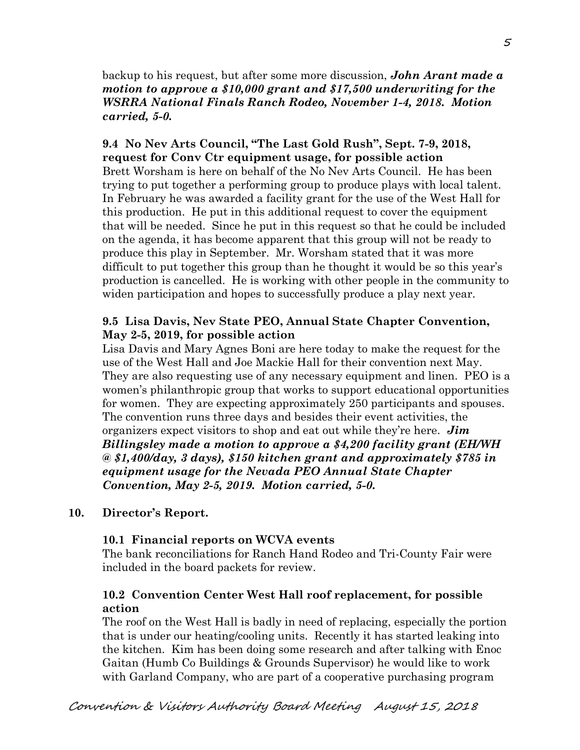backup to his request, but after some more discussion, ***John Arant made a motion to approve a $10,000 grant and $17,500 underwriting for the WSRRA National Finals Ranch Rodeo, November 1-4, 2018. Motion carried, 5-0.***

**9.4 No Nev Arts Council, "The Last Gold Rush", Sept. 7-9, 2018, request for Conv Ctr equipment usage, for possible action**

Brett Worsham is here on behalf of the No Nev Arts Council. He has been trying to put together a performing group to produce plays with local talent. In February he was awarded a facility grant for the use of the West Hall for this production. He put in this additional request to cover the equipment that will be needed. Since he put in this request so that he could be included on the agenda, it has become apparent that this group will not be ready to produce this play in September. Mr. Worsham stated that it was more difficult to put together this group than he thought it would be so this year's production is cancelled. He is working with other people in the community to widen participation and hopes to successfully produce a play next year.

**9.5 Lisa Davis, Nev State PEO, Annual State Chapter Convention, May 2-5, 2019, for possible action**

Lisa Davis and Mary Agnes Boni are here today to make the request for the use of the West Hall and Joe Mackie Hall for their convention next May. They are also requesting use of any necessary equipment and linen. PEO is a women's philanthropic group that works to support educational opportunities for women. They are expecting approximately 250 participants and spouses. The convention runs three days and besides their event activities, the organizers expect visitors to shop and eat out while they're here. ***Jim Billingsley made a motion to approve a $4,200 facility grant (EH/WH @ $1,400/day, 3 days), $150 kitchen grant and approximately $785 in equipment usage for the Nevada PEO Annual State Chapter Convention, May 2-5, 2019. Motion carried, 5-0.***

**10. Director's Report.**

**10.1 Financial reports on WCVA events**

The bank reconciliations for Ranch Hand Rodeo and Tri-County Fair were included in the board packets for review.

**10.2 Convention Center West Hall roof replacement, for possible action**

The roof on the West Hall is badly in need of replacing, especially the portion that is under our heating/cooling units. Recently it has started leaking into the kitchen. Kim has been doing some research and after talking with Enoc Gaitan (Humb Co Buildings & Grounds Supervisor) he would like to work with Garland Company, who are part of a cooperative purchasing program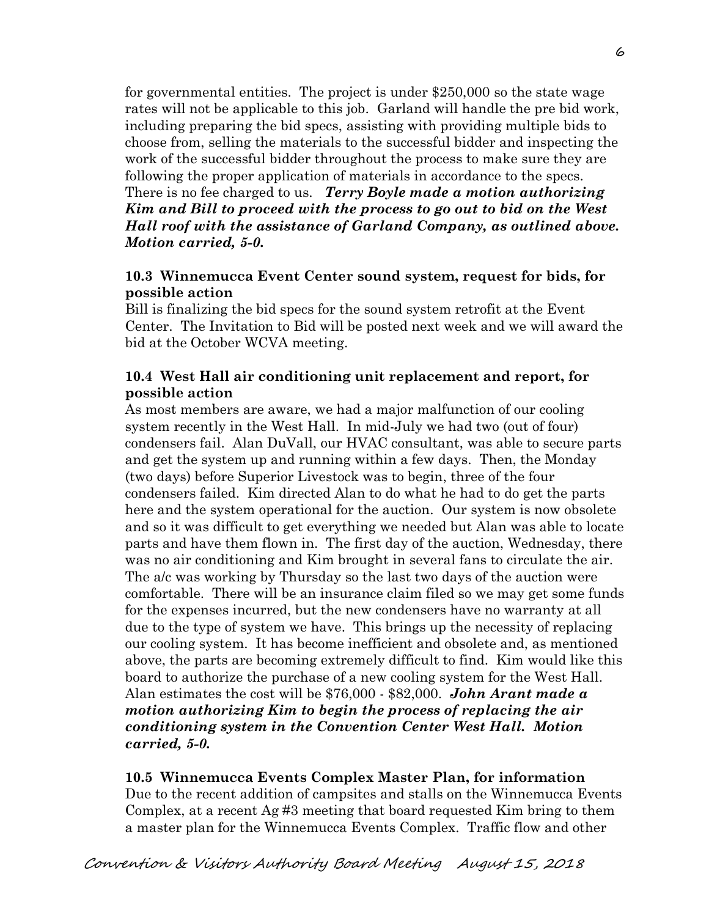for governmental entities. The project is under $250,000 so the state wage rates will not be applicable to this job. Garland will handle the pre bid work, including preparing the bid specs, assisting with providing multiple bids to choose from, selling the materials to the successful bidder and inspecting the work of the successful bidder throughout the process to make sure they are following the proper application of materials in accordance to the specs. There is no fee charged to us. ***Terry Boyle made a motion authorizing Kim and Bill to proceed with the process to go out to bid on the West Hall roof with the assistance of Garland Company, as outlined above. Motion carried, 5-0.***

**10.3 Winnemucca Event Center sound system, request for bids, for possible action**

Bill is finalizing the bid specs for the sound system retrofit at the Event Center. The Invitation to Bid will be posted next week and we will award the bid at the October WCVA meeting.

**10.4 West Hall air conditioning unit replacement and report, for possible action**

As most members are aware, we had a major malfunction of our cooling system recently in the West Hall. In mid-July we had two (out of four) condensers fail. Alan DuVall, our HVAC consultant, was able to secure parts and get the system up and running within a few days. Then, the Monday (two days) before Superior Livestock was to begin, three of the four condensers failed. Kim directed Alan to do what he had to do get the parts here and the system operational for the auction. Our system is now obsolete and so it was difficult to get everything we needed but Alan was able to locate parts and have them flown in. The first day of the auction, Wednesday, there was no air conditioning and Kim brought in several fans to circulate the air. The a/c was working by Thursday so the last two days of the auction were comfortable. There will be an insurance claim filed so we may get some funds for the expenses incurred, but the new condensers have no warranty at all due to the type of system we have. This brings up the necessity of replacing our cooling system. It has become inefficient and obsolete and, as mentioned above, the parts are becoming extremely difficult to find. Kim would like this board to authorize the purchase of a new cooling system for the West Hall. Alan estimates the cost will be $76,000 - $82,000. ***John Arant made a motion authorizing Kim to begin the process of replacing the air conditioning system in the Convention Center West Hall. Motion carried, 5-0.***

**10.5 Winnemucca Events Complex Master Plan, for information**

Due to the recent addition of campsites and stalls on the Winnemucca Events Complex, at a recent Ag #3 meeting that board requested Kim bring to them a master plan for the Winnemucca Events Complex. Traffic flow and other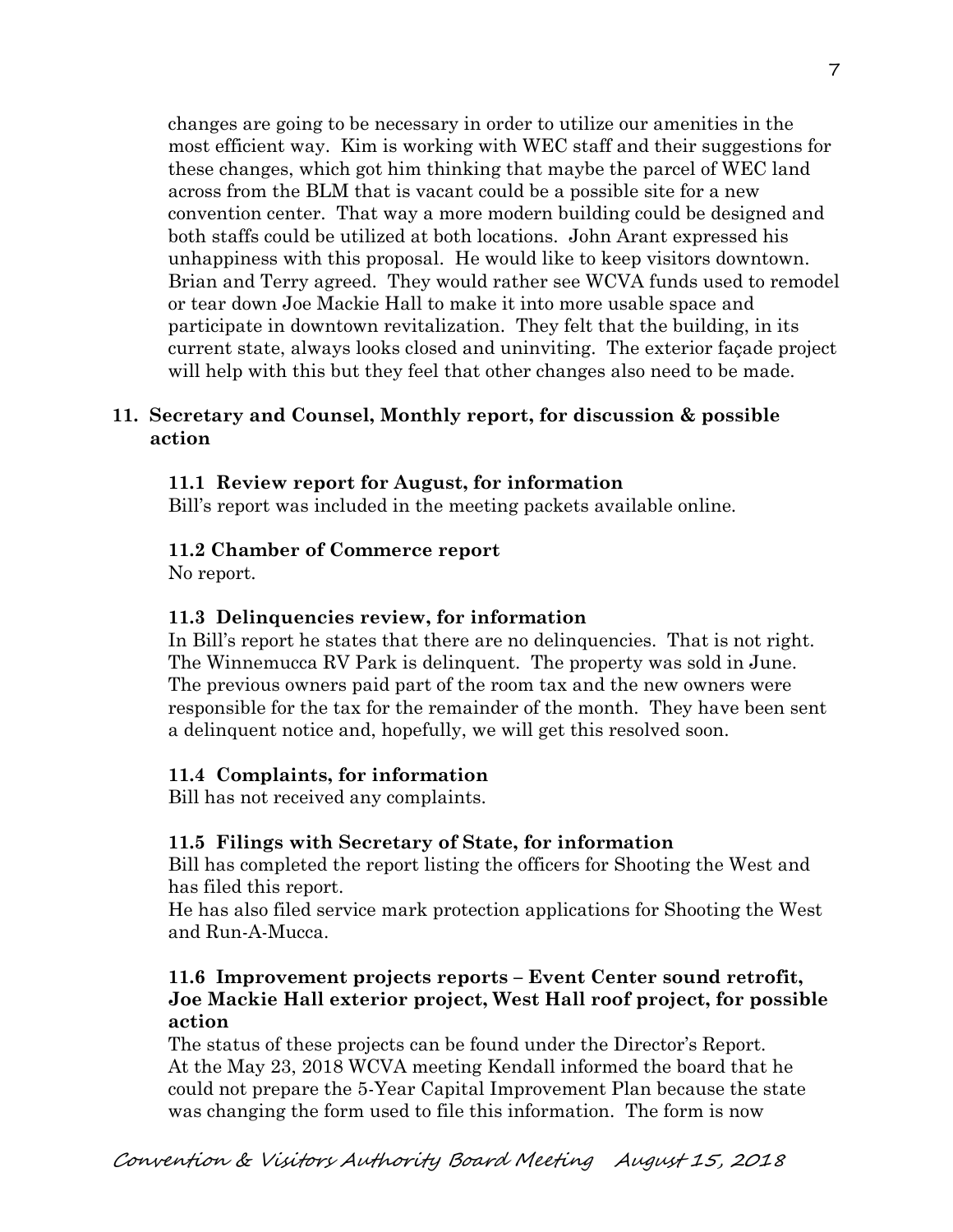changes are going to be necessary in order to utilize our amenities in the most efficient way. Kim is working with WEC staff and their suggestions for these changes, which got him thinking that maybe the parcel of WEC land across from the BLM that is vacant could be a possible site for a new convention center. That way a more modern building could be designed and both staffs could be utilized at both locations. John Arant expressed his unhappiness with this proposal. He would like to keep visitors downtown. Brian and Terry agreed. They would rather see WCVA funds used to remodel or tear down Joe Mackie Hall to make it into more usable space and participate in downtown revitalization. They felt that the building, in its current state, always looks closed and uninviting. The exterior façade project will help with this but they feel that other changes also need to be made.

## 11. Secretary and Counsel, Monthly report, for discussion & possible action

### 11.1 Review report for August, for information

Bill's report was included in the meeting packets available online.

### 11.2 Chamber of Commerce report

No report.

### 11.3 Delinquencies review, for information

In Bill's report he states that there are no delinquencies. That is not right. The Winnemucca RV Park is delinquent. The property was sold in June. The previous owners paid part of the room tax and the new owners were responsible for the tax for the remainder of the month. They have been sent a delinquent notice and, hopefully, we will get this resolved soon.

### 11.4 Complaints, for information

Bill has not received any complaints.

### 11.5 Filings with Secretary of State, for information

Bill has completed the report listing the officers for Shooting the West and has filed this report.

He has also filed service mark protection applications for Shooting the West and Run-A-Mucca.

### 11.6 Improvement projects reports – Event Center sound retrofit, Joe Mackie Hall exterior project, West Hall roof project, for possible action

The status of these projects can be found under the Director's Report.

At the May 23, 2018 WCVA meeting Kendall informed the board that he could not prepare the 5-Year Capital Improvement Plan because the state was changing the form used to file this information. The form is now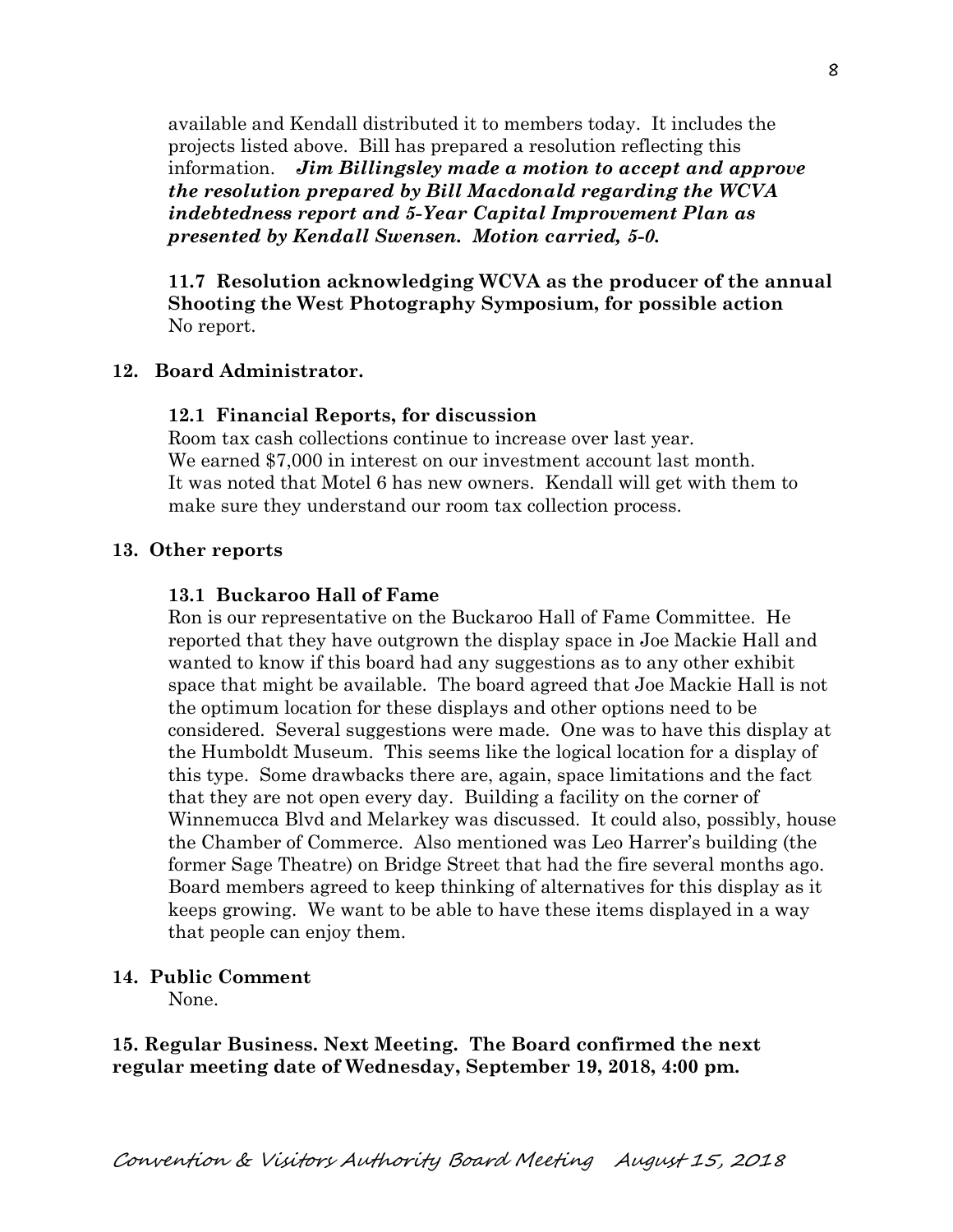available and Kendall distributed it to members today. It includes the projects listed above. Bill has prepared a resolution reflecting this information. ***Jim Billingsley made a motion to accept and approve the resolution prepared by Bill Macdonald regarding the WCVA indebtedness report and 5-Year Capital Improvement Plan as presented by Kendall Swensen. Motion carried, 5-0.***

**11.7 Resolution acknowledging WCVA as the producer of the annual Shooting the West Photography Symposium, for possible action**
No report.

## 12. Board Administrator.

**12.1 Financial Reports, for discussion**
Room tax cash collections continue to increase over last year.
We earned $7,000 in interest on our investment account last month.
It was noted that Motel 6 has new owners. Kendall will get with them to make sure they understand our room tax collection process.

## 13. Other reports

**13.1 Buckaroo Hall of Fame**
Ron is our representative on the Buckaroo Hall of Fame Committee. He reported that they have outgrown the display space in Joe Mackie Hall and wanted to know if this board had any suggestions as to any other exhibit space that might be available. The board agreed that Joe Mackie Hall is not the optimum location for these displays and other options need to be considered. Several suggestions were made. One was to have this display at the Humboldt Museum. This seems like the logical location for a display of this type. Some drawbacks there are, again, space limitations and the fact that they are not open every day. Building a facility on the corner of Winnemucca Blvd and Melarkey was discussed. It could also, possibly, house the Chamber of Commerce. Also mentioned was Leo Harrer's building (the former Sage Theatre) on Bridge Street that had the fire several months ago. Board members agreed to keep thinking of alternatives for this display as it keeps growing. We want to be able to have these items displayed in a way that people can enjoy them.

## 14. Public Comment

None.

**15. Regular Business. Next Meeting. The Board confirmed the next regular meeting date of Wednesday, September 19, 2018, 4:00 pm.**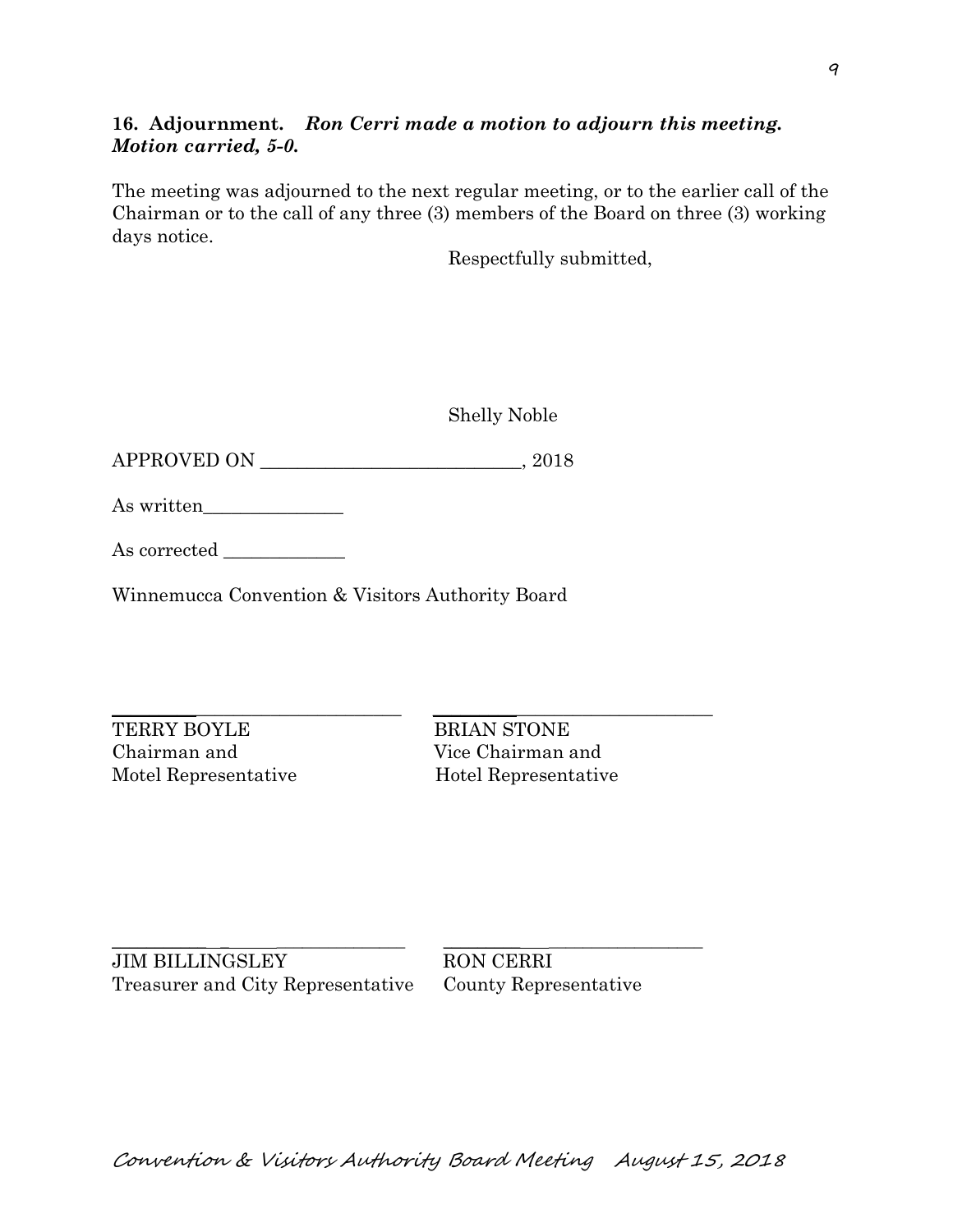**16. Adjournment.** ***Ron Cerri made a motion to adjourn this meeting. Motion carried, 5-0.***

The meeting was adjourned to the next regular meeting, or to the earlier call of the Chairman or to the call of any three (3) members of the Board on three (3) working days notice.

Respectfully submitted,

Shelly Noble

APPROVED ON ___________________________, 2018

As written_______________

As corrected _____________

Winnemucca Convention & Visitors Authority Board

_____________________________ _____________________________

TERRY BOYLE
Chairman and
Motel Representative

BRIAN STONE
Vice Chairman and
Hotel Representative

_____________________________ _____________________________

JIM BILLINGSLEY
Treasurer and City Representative

RON CERRI
County Representative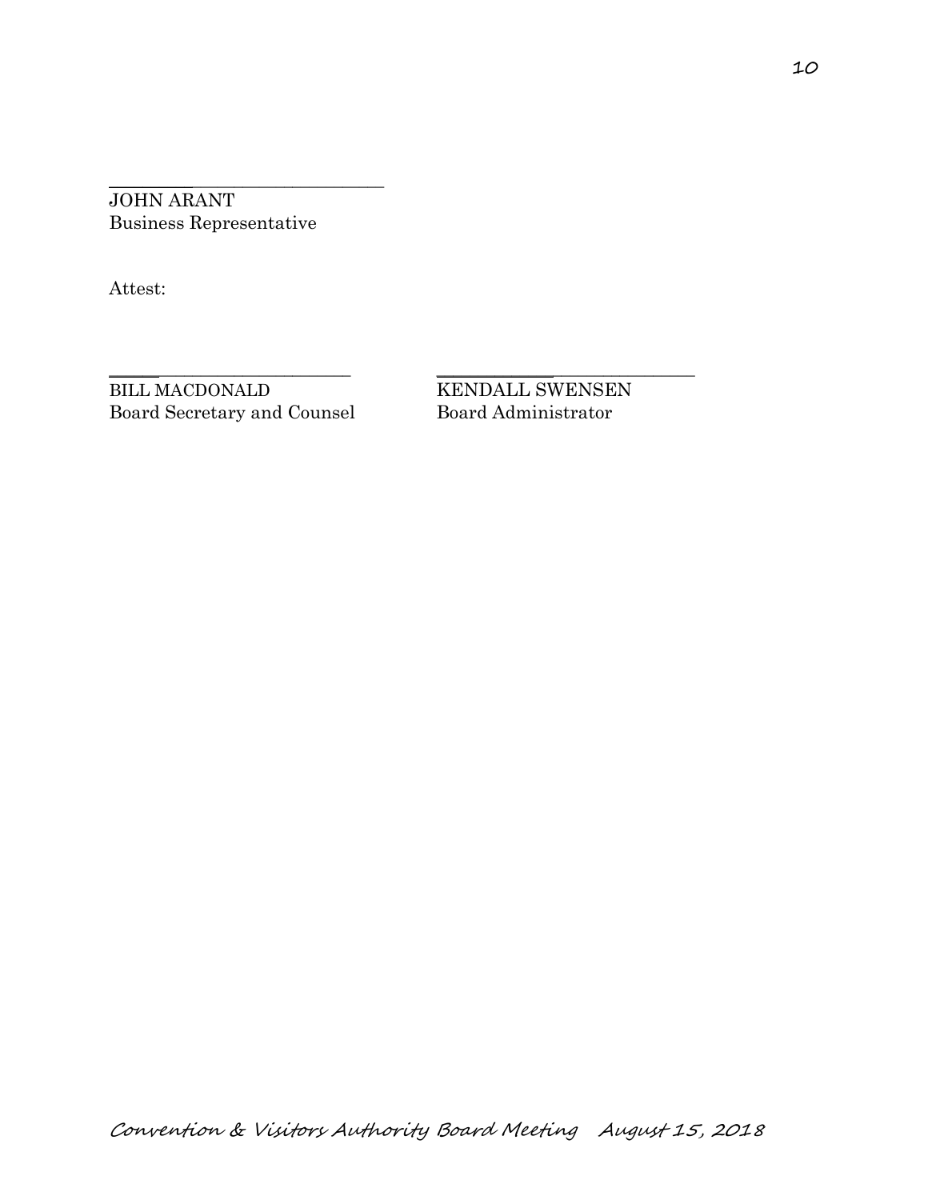\_\_\_\_\_\_\_\_\_\_\_\_\_\_\_\_\_\_\_\_\_\_\_\_\_\_\_\_\_\_\_\_
JOHN ARANT
Business Representative

Attest:

\_\_\_\_\_\_\_\_\_\_\_\_\_\_\_\_\_\_\_\_\_\_\_\_\_\_\_\_\_\_\_\_
BILL MACDONALD
Board Secretary and Counsel

\_\_\_\_\_\_\_\_\_\_\_\_\_\_\_\_\_\_\_\_\_\_\_\_\_\_\_\_\_\_\_\_
KENDALL SWENSEN
Board Administrator